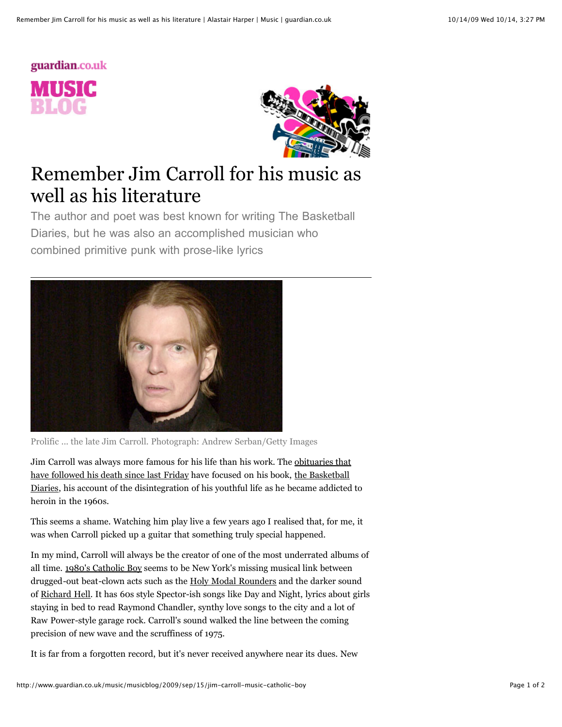guardian.co.uk

MUSIC BLOG

# Remember Jim Carroll for his music as well as his literature

The author and poet was best known for writing The Basketball Diaries, but he was also an accomplished musician who combined primitive punk with prose-like lyrics

Prolific ... the late Jim Carroll. Photograph: Andrew Serban/Getty Images

Jim Carroll was always more famous for his life than his work. The obituaries that have followed his death since last Friday have focused on his book, the Basketball Diaries, his account of the disintegration of his youthful life as he became addicted to heroin in the 1960s.

This seems a shame. Watching him play live a few years ago I realised that, for me, it was when Carroll picked up a guitar that something truly special happened.

In my mind, Carroll will always be the creator of one of the most underrated albums of all time. 1980's Catholic Boy seems to be New York's missing musical link between drugged-out beat-clown acts such as the Holy Modal Rounders and the darker sound of Richard Hell. It has 60s style Spector-ish songs like Day and Night, lyrics about girls staying in bed to read Raymond Chandler, synthy love songs to the city and a lot of Raw Power-style garage rock. Carroll's sound walked the line between the coming precision of new wave and the scruffiness of 1975.

It is far from a forgotten record, but it's never received anywhere near its dues. New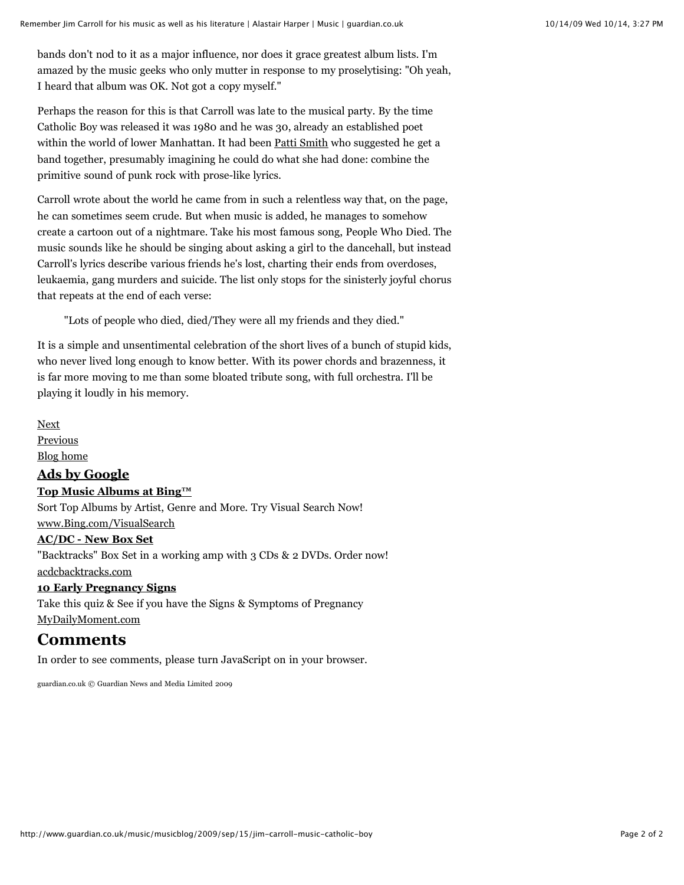bands don't nod to it as a major influence, nor does it grace greatest album lists. I'm amazed by the music geeks who only mutter in response to my proselytising: "Oh yeah, I heard that album was OK. Not got a copy myself."

Perhaps the reason for this is that Carroll was late to the musical party. By the time Catholic Boy was released it was 1980 and he was 30, already an established poet within the world of lower Manhattan. It had been Patti Smith who suggested he get a band together, presumably imagining he could do what she had done: combine the primitive sound of punk rock with prose-like lyrics.

Carroll wrote about the world he came from in such a relentless way that, on the page, he can sometimes seem crude. But when music is added, he manages to somehow create a cartoon out of a nightmare. Take his most famous song, People Who Died. The music sounds like he should be singing about asking a girl to the dancehall, but instead Carroll's lyrics describe various friends he's lost, charting their ends from overdoses, leukaemia, gang murders and suicide. The list only stops for the sinisterly joyful chorus that repeats at the end of each verse:

> "Lots of people who died, died/They were all my friends and they died."

It is a simple and unsentimental celebration of the short lives of a bunch of stupid kids, who never lived long enough to know better. With its power chords and brazenness, it is far more moving to me than some bloated tribute song, with full orchestra. I'll be playing it loudly in his memory.

Next
Previous
Blog home

**Ads by Google**

**Top Music Albums at Bing™**
Sort Top Albums by Artist, Genre and More. Try Visual Search Now!
www.Bing.com/VisualSearch

**AC/DC - New Box Set**
"Backtracks" Box Set in a working amp with 3 CDs & 2 DVDs. Order now!
acdcbacktracks.com

**10 Early Pregnancy Signs**
Take this quiz & See if you have the Signs & Symptoms of Pregnancy
MyDailyMoment.com

## Comments

In order to see comments, please turn JavaScript on in your browser.

guardian.co.uk © Guardian News and Media Limited 2009